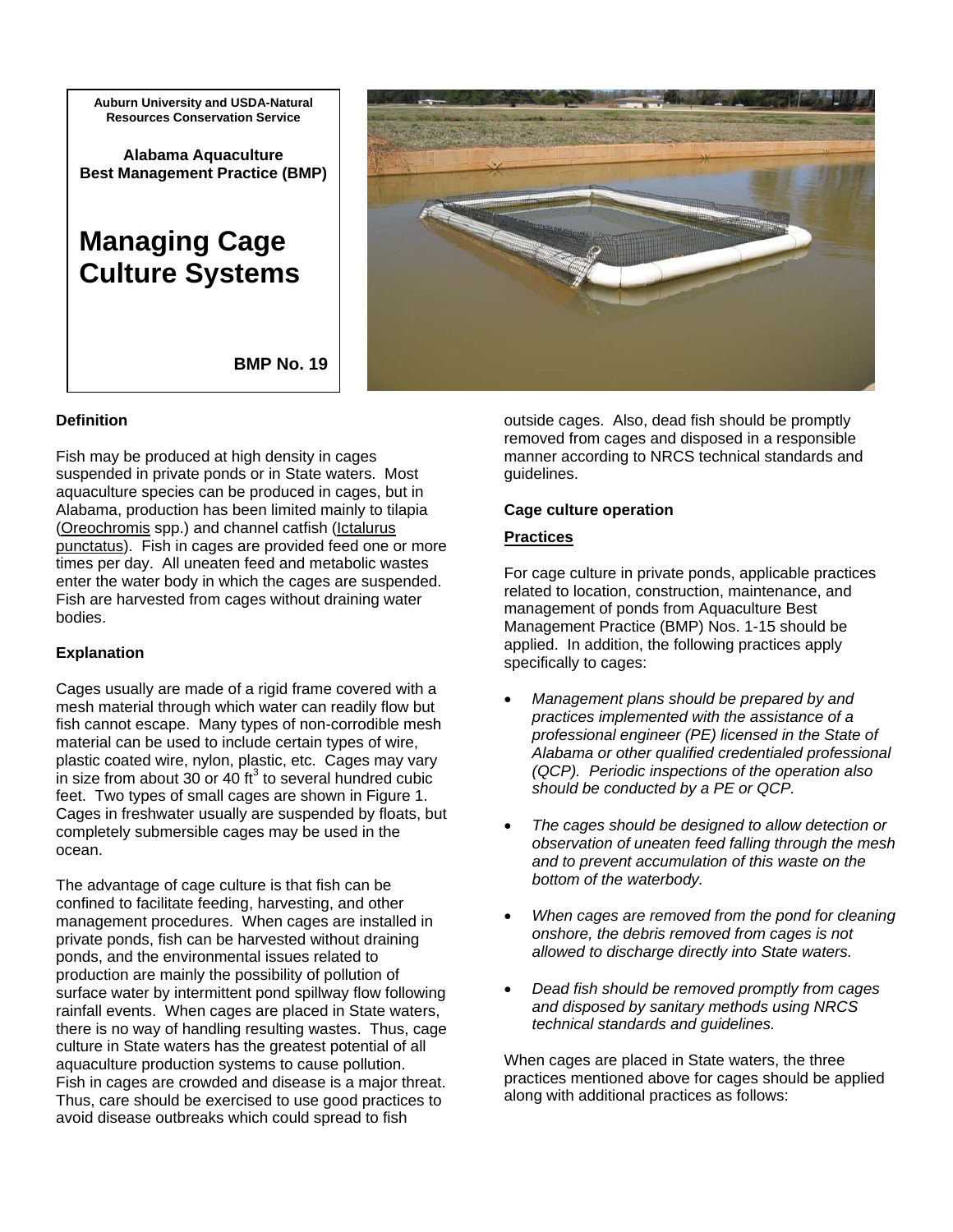Auburn University and USDA-Natural Resources Conservation Service

**Alabama Aquaculture Best Management Practice (BMP)**

# Managing Cage Culture Systems

**BMP No. 19**

## Definition

Fish may be produced at high density in cages suspended in private ponds or in State waters. Most aquaculture species can be produced in cages, but in Alabama, production has been limited mainly to tilapia (Oreochromis spp.) and channel catfish (Ictalurus punctatus). Fish in cages are provided feed one or more times per day. All uneaten feed and metabolic wastes enter the water body in which the cages are suspended. Fish are harvested from cages without draining water bodies.

## Explanation

Cages usually are made of a rigid frame covered with a mesh material through which water can readily flow but fish cannot escape. Many types of non-corrodible mesh material can be used to include certain types of wire, plastic coated wire, nylon, plastic, etc. Cages may vary in size from about 30 or 40 $ft^3$ to several hundred cubic feet. Two types of small cages are shown in Figure 1. Cages in freshwater usually are suspended by floats, but completely submersible cages may be used in the ocean.

The advantage of cage culture is that fish can be confined to facilitate feeding, harvesting, and other management procedures. When cages are installed in private ponds, fish can be harvested without draining ponds, and the environmental issues related to production are mainly the possibility of pollution of surface water by intermittent pond spillway flow following rainfall events. When cages are placed in State waters, there is no way of handling resulting wastes. Thus, cage culture in State waters has the greatest potential of all aquaculture production systems to cause pollution. Fish in cages are crowded and disease is a major threat. Thus, care should be exercised to use good practices to avoid disease outbreaks which could spread to fish outside cages. Also, dead fish should be promptly removed from cages and disposed in a responsible manner according to NRCS technical standards and guidelines.

## Cage culture operation

### Practices

For cage culture in private ponds, applicable practices related to location, construction, maintenance, and management of ponds from Aquaculture Best Management Practice (BMP) Nos. 1-15 should be applied. In addition, the following practices apply specifically to cages:

- *Management plans should be prepared by and practices implemented with the assistance of a professional engineer (PE) licensed in the State of Alabama or other qualified credentialed professional (QCP). Periodic inspections of the operation also should be conducted by a PE or QCP.*
- *The cages should be designed to allow detection or observation of uneaten feed falling through the mesh and to prevent accumulation of this waste on the bottom of the waterbody.*
- *When cages are removed from the pond for cleaning onshore, the debris removed from cages is not allowed to discharge directly into State waters.*
- *Dead fish should be removed promptly from cages and disposed by sanitary methods using NRCS technical standards and guidelines.*

When cages are placed in State waters, the three practices mentioned above for cages should be applied along with additional practices as follows: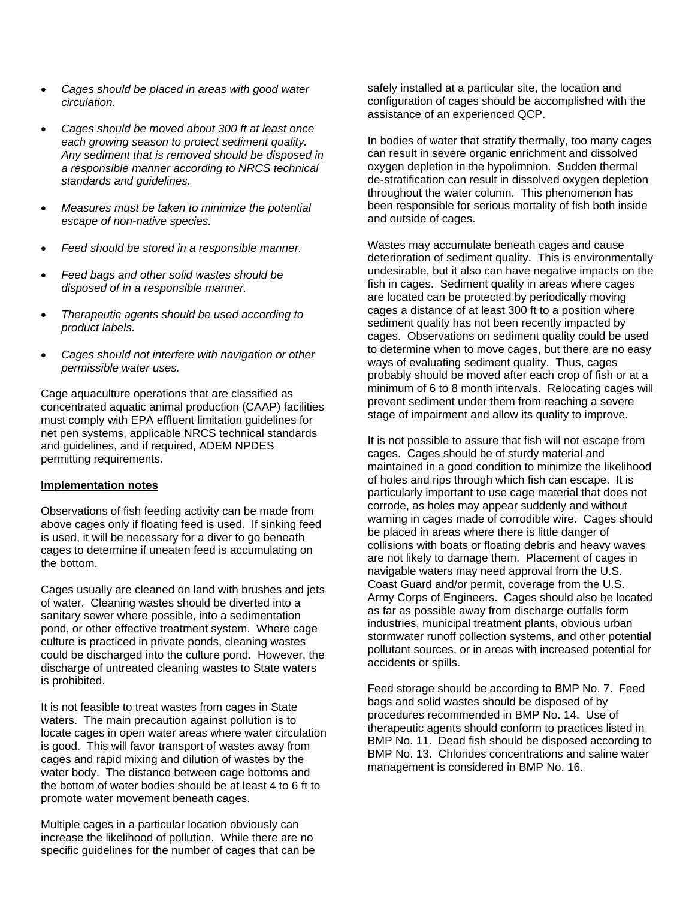- *Cages should be placed in areas with good water circulation.*
- *Cages should be moved about 300 ft at least once each growing season to protect sediment quality. Any sediment that is removed should be disposed in a responsible manner according to NRCS technical standards and guidelines.*
- *Measures must be taken to minimize the potential escape of non-native species.*
- *Feed should be stored in a responsible manner.*
- *Feed bags and other solid wastes should be disposed of in a responsible manner.*
- *Therapeutic agents should be used according to product labels.*
- *Cages should not interfere with navigation or other permissible water uses.*

Cage aquaculture operations that are classified as concentrated aquatic animal production (CAAP) facilities must comply with EPA effluent limitation guidelines for net pen systems, applicable NRCS technical standards and guidelines, and if required, ADEM NPDES permitting requirements.

**Implementation notes**

Observations of fish feeding activity can be made from above cages only if floating feed is used. If sinking feed is used, it will be necessary for a diver to go beneath cages to determine if uneaten feed is accumulating on the bottom.

Cages usually are cleaned on land with brushes and jets of water. Cleaning wastes should be diverted into a sanitary sewer where possible, into a sedimentation pond, or other effective treatment system. Where cage culture is practiced in private ponds, cleaning wastes could be discharged into the culture pond. However, the discharge of untreated cleaning wastes to State waters is prohibited.

It is not feasible to treat wastes from cages in State waters. The main precaution against pollution is to locate cages in open water areas where water circulation is good. This will favor transport of wastes away from cages and rapid mixing and dilution of wastes by the water body. The distance between cage bottoms and the bottom of water bodies should be at least 4 to 6 ft to promote water movement beneath cages.

Multiple cages in a particular location obviously can increase the likelihood of pollution. While there are no specific guidelines for the number of cages that can be safely installed at a particular site, the location and configuration of cages should be accomplished with the assistance of an experienced QCP.

In bodies of water that stratify thermally, too many cages can result in severe organic enrichment and dissolved oxygen depletion in the hypolimnion. Sudden thermal de-stratification can result in dissolved oxygen depletion throughout the water column. This phenomenon has been responsible for serious mortality of fish both inside and outside of cages.

Wastes may accumulate beneath cages and cause deterioration of sediment quality. This is environmentally undesirable, but it also can have negative impacts on the fish in cages. Sediment quality in areas where cages are located can be protected by periodically moving cages a distance of at least 300 ft to a position where sediment quality has not been recently impacted by cages. Observations on sediment quality could be used to determine when to move cages, but there are no easy ways of evaluating sediment quality. Thus, cages probably should be moved after each crop of fish or at a minimum of 6 to 8 month intervals. Relocating cages will prevent sediment under them from reaching a severe stage of impairment and allow its quality to improve.

It is not possible to assure that fish will not escape from cages. Cages should be of sturdy material and maintained in a good condition to minimize the likelihood of holes and rips through which fish can escape. It is particularly important to use cage material that does not corrode, as holes may appear suddenly and without warning in cages made of corrodible wire. Cages should be placed in areas where there is little danger of collisions with boats or floating debris and heavy waves are not likely to damage them. Placement of cages in navigable waters may need approval from the U.S. Coast Guard and/or permit, coverage from the U.S. Army Corps of Engineers. Cages should also be located as far as possible away from discharge outfalls form industries, municipal treatment plants, obvious urban stormwater runoff collection systems, and other potential pollutant sources, or in areas with increased potential for accidents or spills.

Feed storage should be according to BMP No. 7. Feed bags and solid wastes should be disposed of by procedures recommended in BMP No. 14. Use of therapeutic agents should conform to practices listed in BMP No. 11. Dead fish should be disposed according to BMP No. 13. Chlorides concentrations and saline water management is considered in BMP No. 16.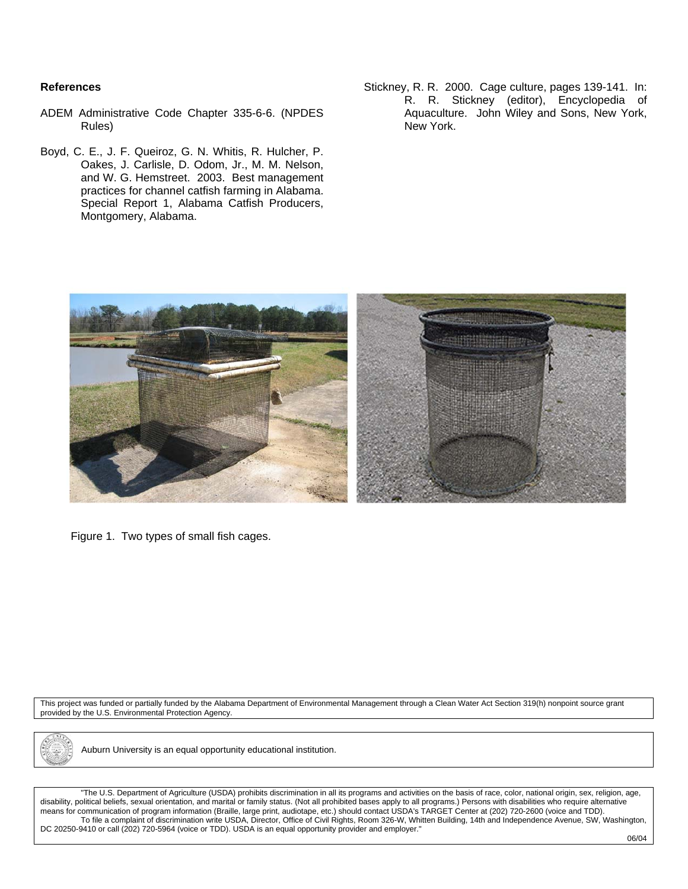**References**

ADEM Administrative Code Chapter 335-6-6. (NPDES Rules)

Boyd, C. E., J. F. Queiroz, G. N. Whitis, R. Hulcher, P. Oakes, J. Carlisle, D. Odom, Jr., M. M. Nelson, and W. G. Hemstreet. 2003. Best management practices for channel catfish farming in Alabama. Special Report 1, Alabama Catfish Producers, Montgomery, Alabama.

Stickney, R. R. 2000. Cage culture, pages 139-141. In: R. R. Stickney (editor), Encyclopedia of Aquaculture. John Wiley and Sons, New York, New York.

Figure 1. Two types of small fish cages.

This project was funded or partially funded by the Alabama Department of Environmental Management through a Clean Water Act Section 319(h) nonpoint source grant provided by the U.S. Environmental Protection Agency.

Auburn University is an equal opportunity educational institution.

"The U.S. Department of Agriculture (USDA) prohibits discrimination in all its programs and activities on the basis of race, color, national origin, sex, religion, age, disability, political beliefs, sexual orientation, and marital or family status. (Not all prohibited bases apply to all programs.) Persons with disabilities who require alternative means for communication of program information (Braille, large print, audiotape, etc.) should contact USDA's TARGET Center at (202) 720-2600 (voice and TDD).

To file a complaint of discrimination write USDA, Director, Office of Civil Rights, Room 326-W, Whitten Building, 14th and Independence Avenue, SW, Washington, DC 20250-9410 or call (202) 720-5964 (voice or TDD). USDA is an equal opportunity provider and employer."

06/04